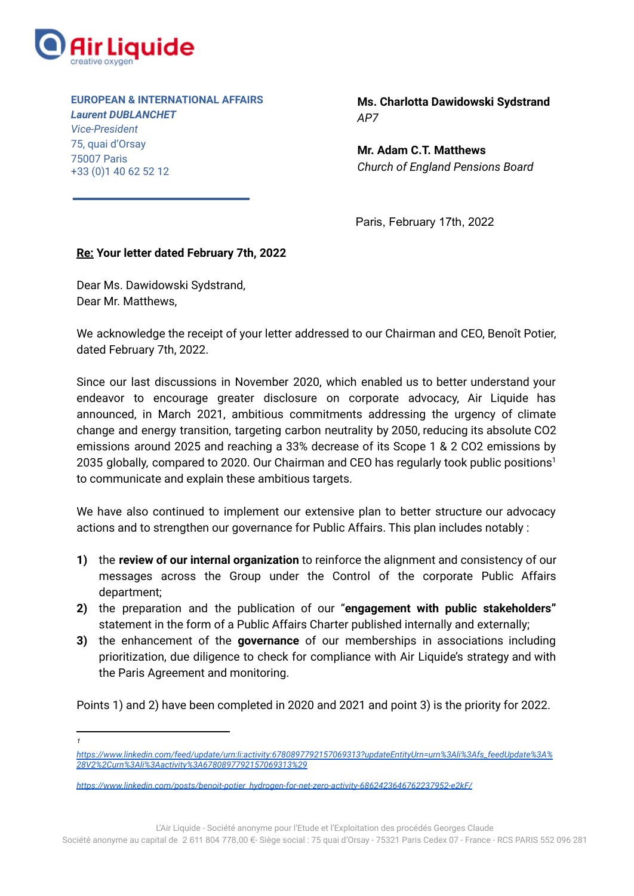**EUROPEAN & INTERNATIONAL AFFAIRS**
***Laurent DUBLANCHET***
*Vice-President*
75, quai d'Orsay
75007 Paris
+33 (0)1 40 62 52 12

**Ms. Charlotta Dawidowski Sydstrand**
*AP7*

**Mr. Adam C.T. Matthews**
*Church of England Pensions Board*

Paris, February 17th, 2022

**Re: Your letter dated February 7th, 2022**

Dear Ms. Dawidowski Sydstrand,
Dear Mr. Matthews,

We acknowledge the receipt of your letter addressed to our Chairman and CEO, Benoît Potier, dated February 7th, 2022.

Since our last discussions in November 2020, which enabled us to better understand your endeavor to encourage greater disclosure on corporate advocacy, Air Liquide has announced, in March 2021, ambitious commitments addressing the urgency of climate change and energy transition, targeting carbon neutrality by 2050, reducing its absolute CO2 emissions around 2025 and reaching a 33% decrease of its Scope 1 & 2 CO2 emissions by 2035 globally, compared to 2020. Our Chairman and CEO has regularly took public positions[1] to communicate and explain these ambitious targets.

We have also continued to implement our extensive plan to better structure our advocacy actions and to strengthen our governance for Public Affairs. This plan includes notably :

1) the **review of our internal organization** to reinforce the alignment and consistency of our messages across the Group under the Control of the corporate Public Affairs department;
2) the preparation and the publication of our "**engagement with public stakeholders"** statement in the form of a Public Affairs Charter published internally and externally;
3) the enhancement of the **governance** of our memberships in associations including prioritization, due diligence to check for compliance with Air Liquide's strategy and with the Paris Agreement and monitoring.

Points 1) and 2) have been completed in 2020 and 2021 and point 3) is the priority for 2022.

---

[1] https://www.linkedin.com/feed/update/urn:li:activity:6780897792157069313?updateEntityUrn=urn%3Ali%3Afs_feedUpdate%3A%28V2%2Curn%3Ali%3Aactivity%3A6780897792157069313%29

https://www.linkedin.com/posts/benoit-potier_hydrogen-for-net-zero-activity-6862423646762237952-e2kF/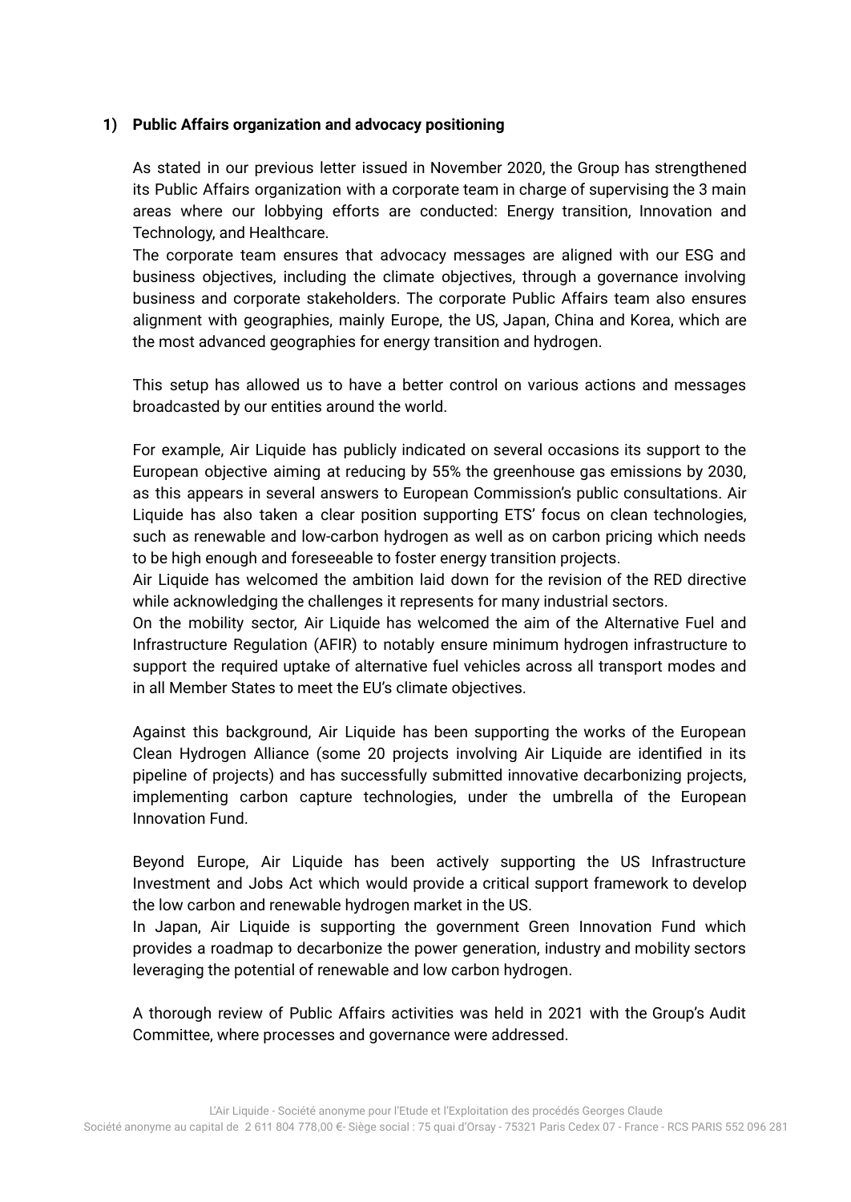## 1) Public Affairs organization and advocacy positioning

As stated in our previous letter issued in November 2020, the Group has strengthened its Public Affairs organization with a corporate team in charge of supervising the 3 main areas where our lobbying efforts are conducted: Energy transition, Innovation and Technology, and Healthcare.

The corporate team ensures that advocacy messages are aligned with our ESG and business objectives, including the climate objectives, through a governance involving business and corporate stakeholders. The corporate Public Affairs team also ensures alignment with geographies, mainly Europe, the US, Japan, China and Korea, which are the most advanced geographies for energy transition and hydrogen.

This setup has allowed us to have a better control on various actions and messages broadcasted by our entities around the world.

For example, Air Liquide has publicly indicated on several occasions its support to the European objective aiming at reducing by 55% the greenhouse gas emissions by 2030, as this appears in several answers to European Commission's public consultations. Air Liquide has also taken a clear position supporting ETS' focus on clean technologies, such as renewable and low-carbon hydrogen as well as on carbon pricing which needs to be high enough and foreseeable to foster energy transition projects.

Air Liquide has welcomed the ambition laid down for the revision of the RED directive while acknowledging the challenges it represents for many industrial sectors.

On the mobility sector, Air Liquide has welcomed the aim of the Alternative Fuel and Infrastructure Regulation (AFIR) to notably ensure minimum hydrogen infrastructure to support the required uptake of alternative fuel vehicles across all transport modes and in all Member States to meet the EU's climate objectives.

Against this background, Air Liquide has been supporting the works of the European Clean Hydrogen Alliance (some 20 projects involving Air Liquide are identified in its pipeline of projects) and has successfully submitted innovative decarbonizing projects, implementing carbon capture technologies, under the umbrella of the European Innovation Fund.

Beyond Europe, Air Liquide has been actively supporting the US Infrastructure Investment and Jobs Act which would provide a critical support framework to develop the low carbon and renewable hydrogen market in the US.

In Japan, Air Liquide is supporting the government Green Innovation Fund which provides a roadmap to decarbonize the power generation, industry and mobility sectors leveraging the potential of renewable and low carbon hydrogen.

A thorough review of Public Affairs activities was held in 2021 with the Group's Audit Committee, where processes and governance were addressed.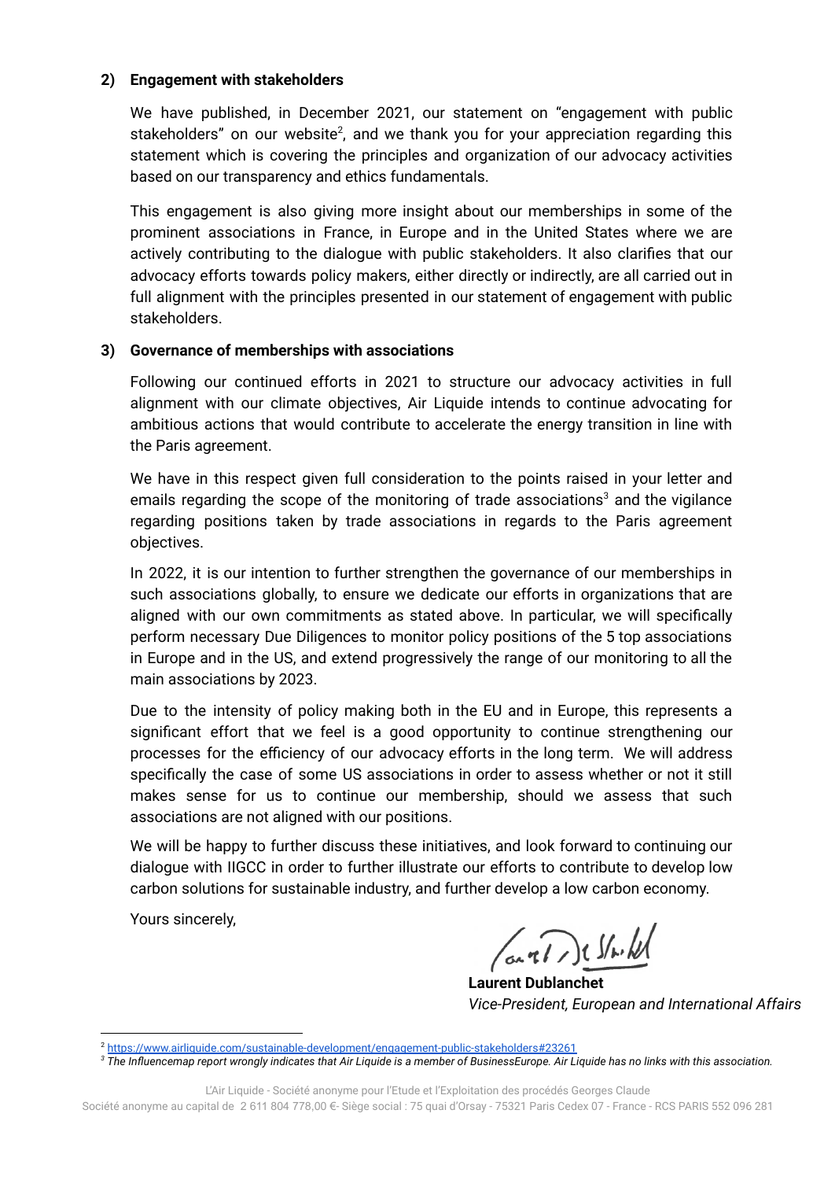**2) Engagement with stakeholders**

We have published, in December 2021, our statement on "engagement with public stakeholders" on our website[2], and we thank you for your appreciation regarding this statement which is covering the principles and organization of our advocacy activities based on our transparency and ethics fundamentals.

This engagement is also giving more insight about our memberships in some of the prominent associations in France, in Europe and in the United States where we are actively contributing to the dialogue with public stakeholders. It also clarifies that our advocacy efforts towards policy makers, either directly or indirectly, are all carried out in full alignment with the principles presented in our statement of engagement with public stakeholders.

**3) Governance of memberships with associations**

Following our continued efforts in 2021 to structure our advocacy activities in full alignment with our climate objectives, Air Liquide intends to continue advocating for ambitious actions that would contribute to accelerate the energy transition in line with the Paris agreement.

We have in this respect given full consideration to the points raised in your letter and emails regarding the scope of the monitoring of trade associations[3] and the vigilance regarding positions taken by trade associations in regards to the Paris agreement objectives.

In 2022, it is our intention to further strengthen the governance of our memberships in such associations globally, to ensure we dedicate our efforts in organizations that are aligned with our own commitments as stated above. In particular, we will specifically perform necessary Due Diligences to monitor policy positions of the 5 top associations in Europe and in the US, and extend progressively the range of our monitoring to all the main associations by 2023.

Due to the intensity of policy making both in the EU and in Europe, this represents a significant effort that we feel is a good opportunity to continue strengthening our processes for the efficiency of our advocacy efforts in the long term. We will address specifically the case of some US associations in order to assess whether or not it still makes sense for us to continue our membership, should we assess that such associations are not aligned with our positions.

We will be happy to further discuss these initiatives, and look forward to continuing our dialogue with IIGCC in order to further illustrate our efforts to contribute to develop low carbon solutions for sustainable industry, and further develop a low carbon economy.

Yours sincerely,

**Laurent Dublanchet**
*Vice-President, European and International Affairs*

---

[2] https://www.airliquide.com/sustainable-development/engagement-public-stakeholders#23261

[3] *The Influencemap report wrongly indicates that Air Liquide is a member of BusinessEurope. Air Liquide has no links with this association.*

L'Air Liquide - Société anonyme pour l'Etude et l'Exploitation des procédés Georges Claude
Société anonyme au capital de 2 611 804 778,00 €- Siège social : 75 quai d'Orsay - 75321 Paris Cedex 07 - France - RCS PARIS 552 096 281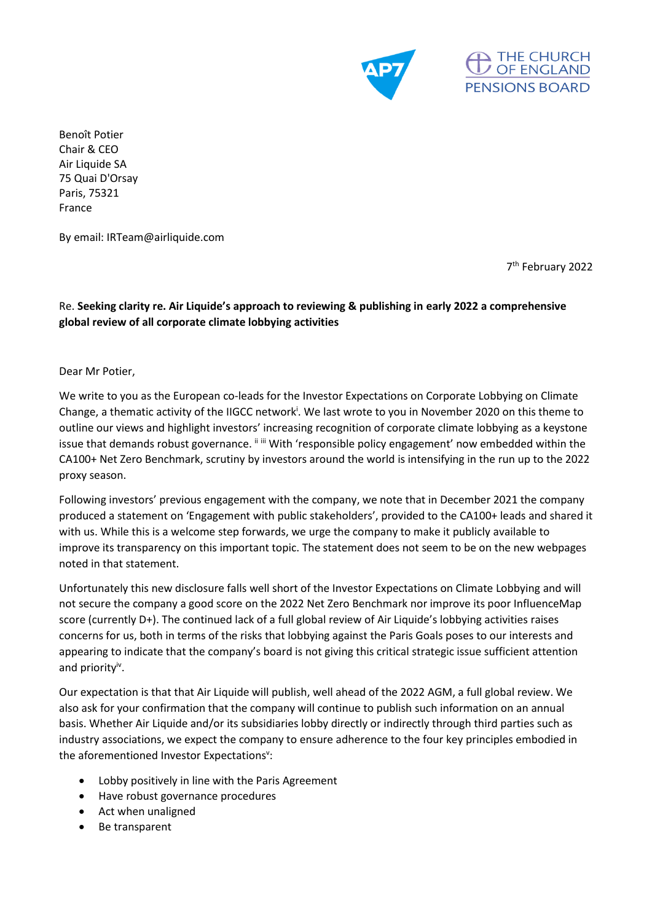Benoît Potier
Chair & CEO
Air Liquide SA
75 Quai D'Orsay
Paris, 75321
France

By email: IRTeam@airliquide.com

7th February 2022

Re. **Seeking clarity re. Air Liquide's approach to reviewing & publishing in early 2022 a comprehensive global review of all corporate climate lobbying activities**

Dear Mr Potier,

We write to you as the European co-leads for the Investor Expectations on Corporate Lobbying on Climate Change, a thematic activity of the IIGCC network[i]. We last wrote to you in November 2020 on this theme to outline our views and highlight investors' increasing recognition of corporate climate lobbying as a keystone issue that demands robust governance. [ii] [iii] With 'responsible policy engagement' now embedded within the CA100+ Net Zero Benchmark, scrutiny by investors around the world is intensifying in the run up to the 2022 proxy season.

Following investors' previous engagement with the company, we note that in December 2021 the company produced a statement on 'Engagement with public stakeholders', provided to the CA100+ leads and shared it with us. While this is a welcome step forwards, we urge the company to make it publicly available to improve its transparency on this important topic. The statement does not seem to be on the new webpages noted in that statement.

Unfortunately this new disclosure falls well short of the Investor Expectations on Climate Lobbying and will not secure the company a good score on the 2022 Net Zero Benchmark nor improve its poor InfluenceMap score (currently D+). The continued lack of a full global review of Air Liquide's lobbying activities raises concerns for us, both in terms of the risks that lobbying against the Paris Goals poses to our interests and appearing to indicate that the company's board is not giving this critical strategic issue sufficient attention and priority[iv].

Our expectation is that that Air Liquide will publish, well ahead of the 2022 AGM, a full global review. We also ask for your confirmation that the company will continue to publish such information on an annual basis. Whether Air Liquide and/or its subsidiaries lobby directly or indirectly through third parties such as industry associations, we expect the company to ensure adherence to the four key principles embodied in the aforementioned Investor Expectations[v]:

- Lobby positively in line with the Paris Agreement
- Have robust governance procedures
- Act when unaligned
- Be transparent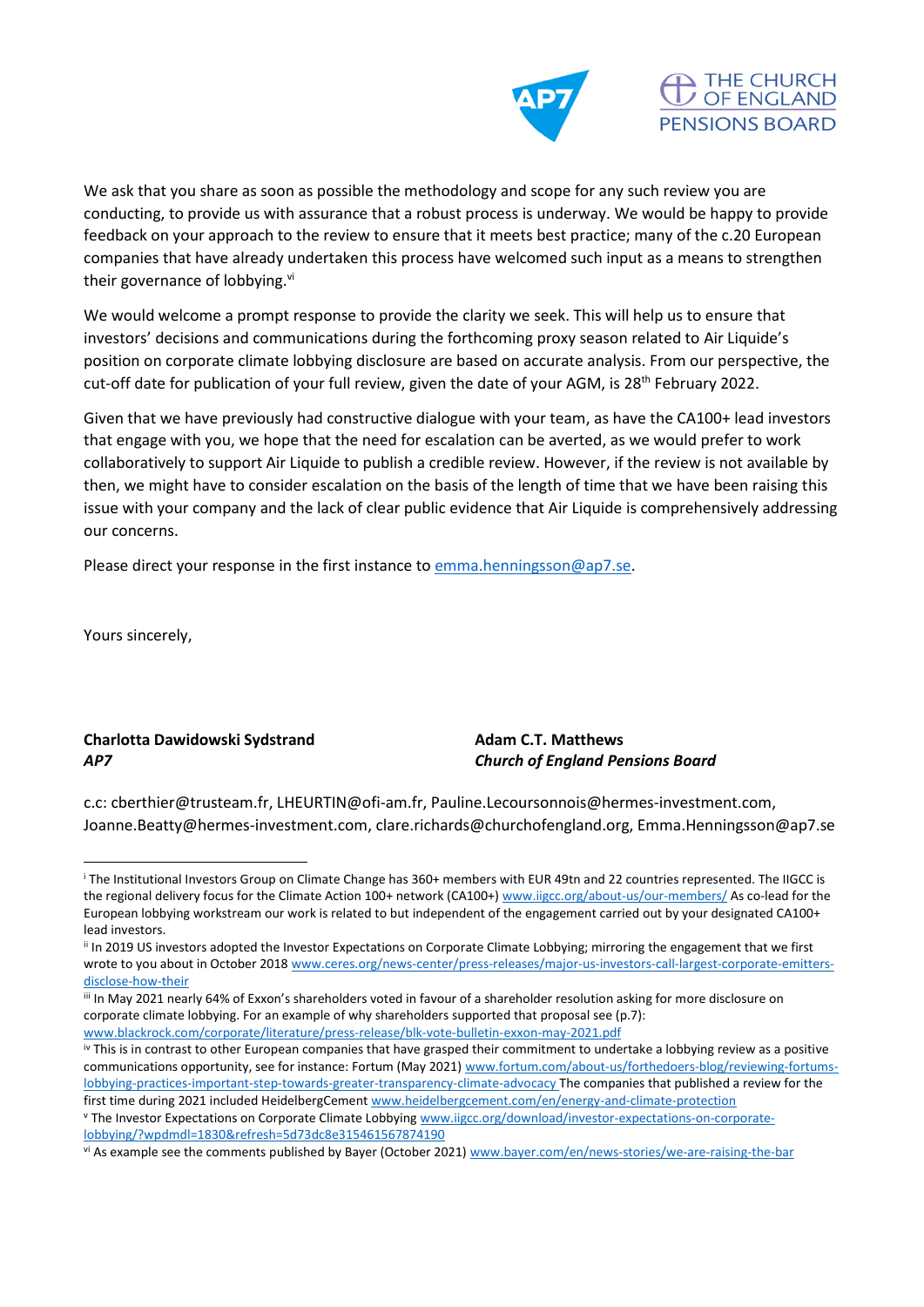We ask that you share as soon as possible the methodology and scope for any such review you are conducting, to provide us with assurance that a robust process is underway. We would be happy to provide feedback on your approach to the review to ensure that it meets best practice; many of the c.20 European companies that have already undertaken this process have welcomed such input as a means to strengthen their governance of lobbying.[vi]

We would welcome a prompt response to provide the clarity we seek. This will help us to ensure that investors' decisions and communications during the forthcoming proxy season related to Air Liquide's position on corporate climate lobbying disclosure are based on accurate analysis. From our perspective, the cut-off date for publication of your full review, given the date of your AGM, is 28th February 2022.

Given that we have previously had constructive dialogue with your team, as have the CA100+ lead investors that engage with you, we hope that the need for escalation can be averted, as we would prefer to work collaboratively to support Air Liquide to publish a credible review. However, if the review is not available by then, we might have to consider escalation on the basis of the length of time that we have been raising this issue with your company and the lack of clear public evidence that Air Liquide is comprehensively addressing our concerns.

Please direct your response in the first instance to emma.henningsson@ap7.se.

Yours sincerely,

**Charlotta Dawidowski Sydstrand**
***AP7***

**Adam C.T. Matthews**
***Church of England Pensions Board***

c.c: cberthier@trusteam.fr, LHEURTIN@ofi-am.fr, Pauline.Lecoursonnois@hermes-investment.com, Joanne.Beatty@hermes-investment.com, clare.richards@churchofengland.org, Emma.Henningsson@ap7.se

---

[i] The Institutional Investors Group on Climate Change has 360+ members with EUR 49tn and 22 countries represented. The IIGCC is the regional delivery focus for the Climate Action 100+ network (CA100+) www.iigcc.org/about-us/our-members/ As co-lead for the European lobbying workstream our work is related to but independent of the engagement carried out by your designated CA100+ lead investors.

[ii] In 2019 US investors adopted the Investor Expectations on Corporate Climate Lobbying; mirroring the engagement that we first wrote to you about in October 2018 www.ceres.org/news-center/press-releases/major-us-investors-call-largest-corporate-emitters-disclose-how-their

[iii] In May 2021 nearly 64% of Exxon's shareholders voted in favour of a shareholder resolution asking for more disclosure on corporate climate lobbying. For an example of why shareholders supported that proposal see (p.7): www.blackrock.com/corporate/literature/press-release/blk-vote-bulletin-exxon-may-2021.pdf

[iv] This is in contrast to other European companies that have grasped their commitment to undertake a lobbying review as a positive communications opportunity, see for instance: Fortum (May 2021) www.fortum.com/about-us/forthedoers-blog/reviewing-fortums-lobbying-practices-important-step-towards-greater-transparency-climate-advocacy The companies that published a review for the first time during 2021 included HeidelbergCement www.heidelbergcement.com/en/energy-and-climate-protection

[v] The Investor Expectations on Corporate Climate Lobbying www.iigcc.org/download/investor-expectations-on-corporate-lobbying/?wpdmdl=1830&refresh=5d73dc8e315461567874190

[vi] As example see the comments published by Bayer (October 2021) www.bayer.com/en/news-stories/we-are-raising-the-bar